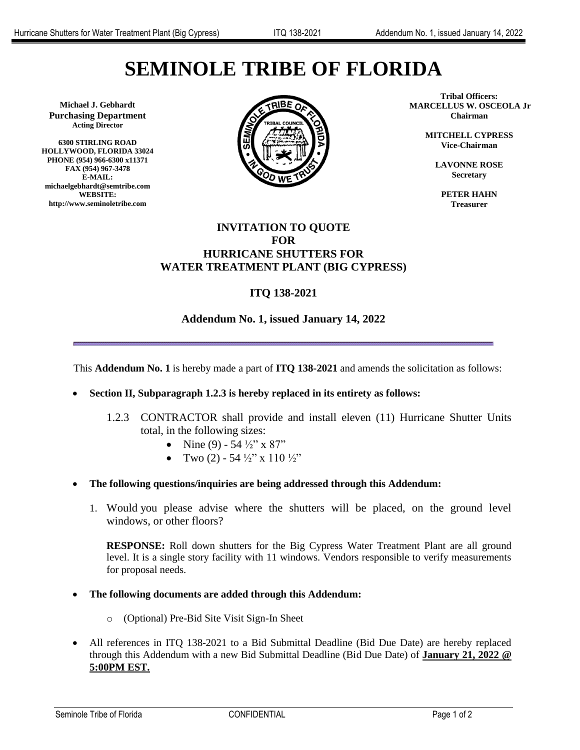# SEMINOLE TRIBE OF FLORIDA

**Michael J. Gebhardt**
**Purchasing Department**
**Acting Director**

**6300 STIRLING ROAD**
**HOLLYWOOD, FLORIDA 33024**
**PHONE (954) 966-6300 x11371**
**FAX (954) 967-3478**
**E-MAIL:**
**michaelgebhardt@semtribe.com**
**WEBSITE:**
**http://www.seminoletribe.com**

**Tribal Officers:**
**MARCELLUS W. OSCEOLA Jr**
**Chairman**

**MITCHELL CYPRESS**
**Vice-Chairman**

**LAVONNE ROSE**
**Secretary**

**PETER HAHN**
**Treasurer**

## INVITATION TO QUOTE FOR HURRICANE SHUTTERS FOR WATER TREATMENT PLANT (BIG CYPRESS)

## ITQ 138-2021

### Addendum No. 1, issued January 14, 2022

This **Addendum No. 1** is hereby made a part of **ITQ 138-2021** and amends the solicitation as follows:

- **Section II, Subparagraph 1.2.3 is hereby replaced in its entirety as follows:**

  1.2.3 CONTRACTOR shall provide and install eleven (11) Hurricane Shutter Units total, in the following sizes:
  - Nine (9) - 54 ½" x 87"
  - Two (2) - 54 ½" x 110 ½"

- **The following questions/inquiries are being addressed through this Addendum:**

  1. Would you please advise where the shutters will be placed, on the ground level windows, or other floors?

     **RESPONSE:** Roll down shutters for the Big Cypress Water Treatment Plant are all ground level. It is a single story facility with 11 windows. Vendors responsible to verify measurements for proposal needs.

- **The following documents are added through this Addendum:**
  - (Optional) Pre-Bid Site Visit Sign-In Sheet

- All references in ITQ 138-2021 to a Bid Submittal Deadline (Bid Due Date) are hereby replaced through this Addendum with a new Bid Submittal Deadline (Bid Due Date) of **January 21, 2022 @ 5:00PM EST.**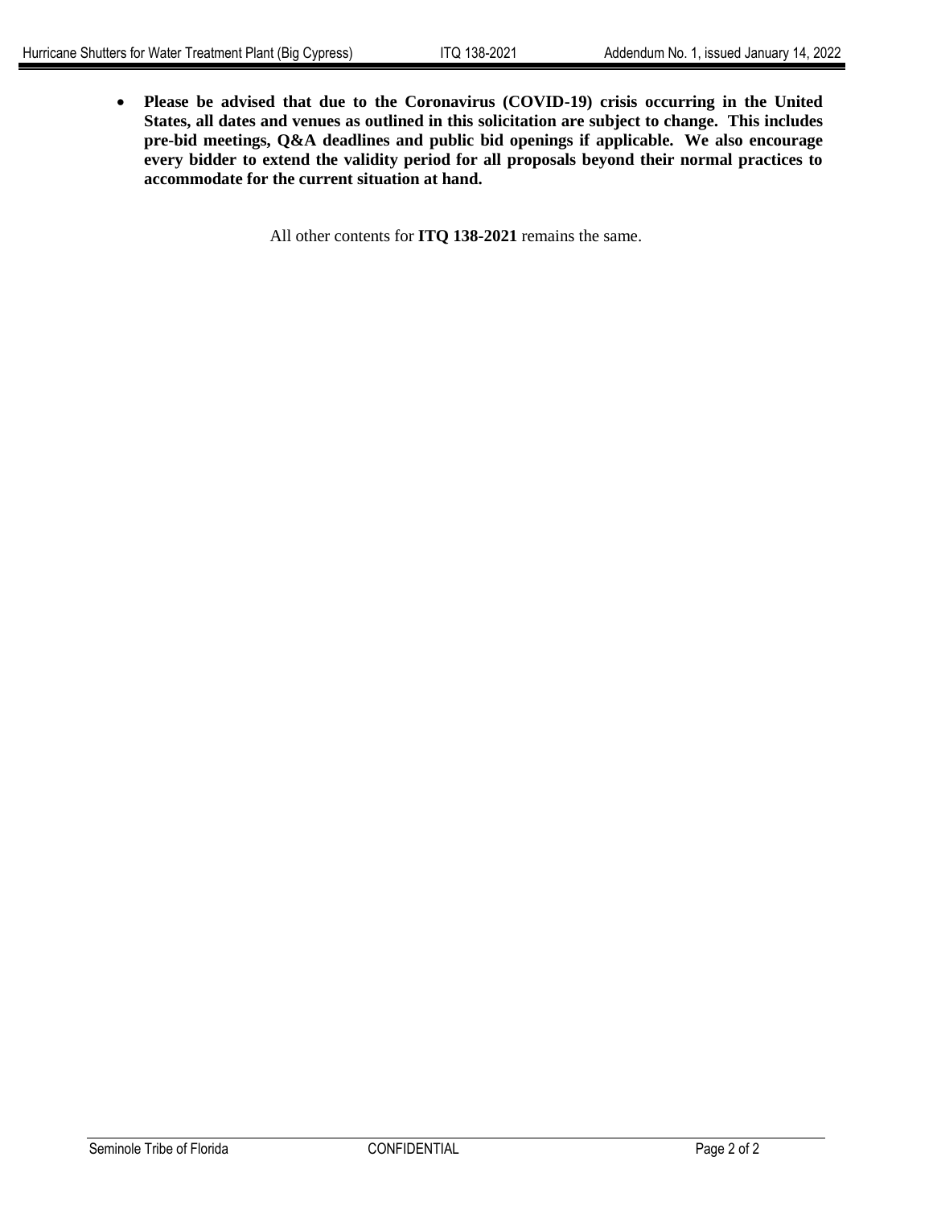- **Please be advised that due to the Coronavirus (COVID-19) crisis occurring in the United States, all dates and venues as outlined in this solicitation are subject to change. This includes pre-bid meetings, Q&A deadlines and public bid openings if applicable. We also encourage every bidder to extend the validity period for all proposals beyond their normal practices to accommodate for the current situation at hand.**

All other contents for **ITQ 138-2021** remains the same.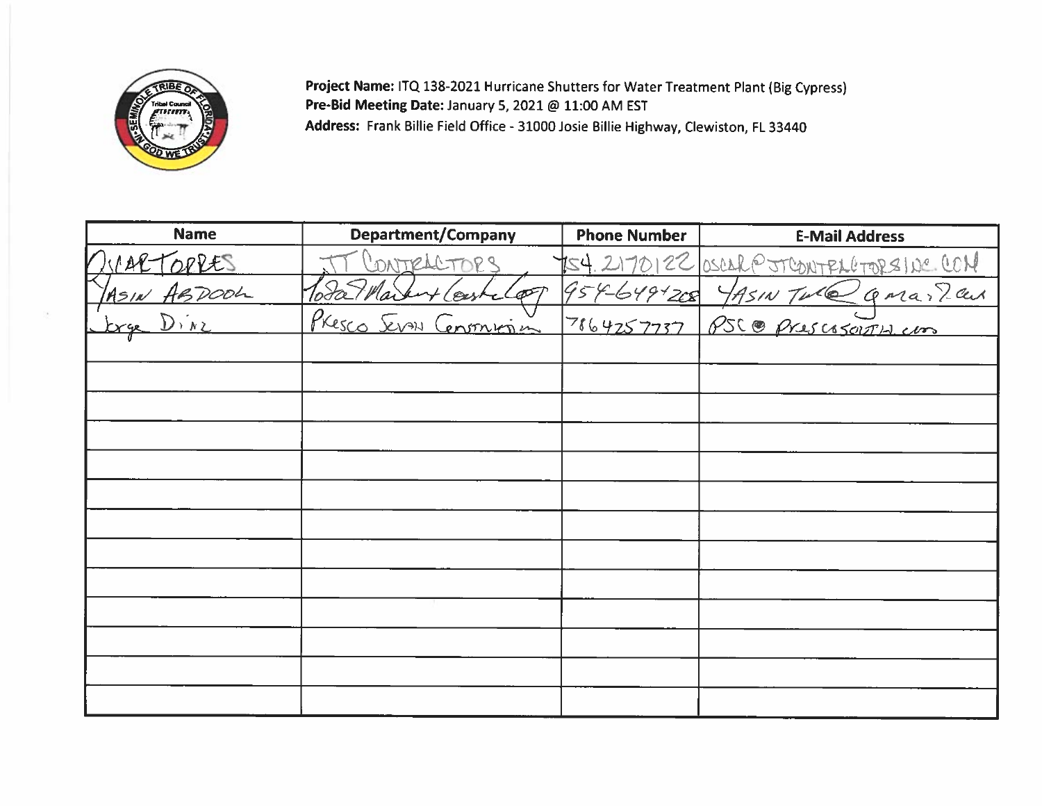**Project Name:** ITQ 138-2021 Hurricane Shutters for Water Treatment Plant (Big Cypress)
**Pre-Bid Meeting Date:** January 5, 2021 @ 11:00 AM EST
**Address:** Frank Billie Field Office - 31000 Josie Billie Highway, Clewiston, FL 33440

| Name | Department/Company | Phone Number | E-Mail Address |
|---|---|---|---|
| OSCAR TORRES | JT CONTRACTORS | 754.2170122 | OSCAR@JTCONTRACTORSINC.COM |
| YASIN ABDOOL | Total Market Construction Corp | 954-6494208 | YASIN TM@gmail.com |
| Jorge Diaz | Presco Seven Construction | 7864257737 | PSC@prescoseven.com |
| | | | |
| | | | |
| | | | |
| | | | |
| | | | |
| | | | |
| | | | |
| | | | |
| | | | |
| | | | |
| | | | |
| | | | |
| | | | |